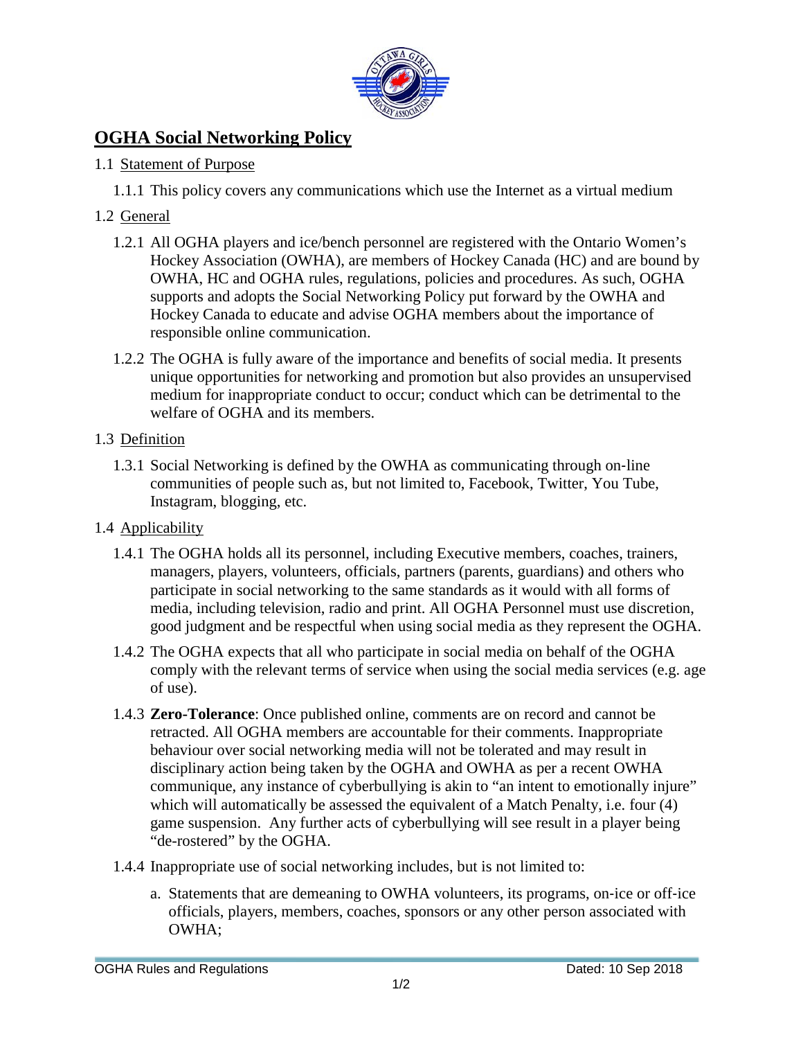# OGHA Social Networking Policy

1.1 Statement of Purpose

1.1.1 This policy covers any communications which use the Internet as a virtual medium

1.2 General

1.2.1 All OGHA players and ice/bench personnel are registered with the Ontario Women's Hockey Association (OWHA), are members of Hockey Canada (HC) and are bound by OWHA, HC and OGHA rules, regulations, policies and procedures. As such, OGHA supports and adopts the Social Networking Policy put forward by the OWHA and Hockey Canada to educate and advise OGHA members about the importance of responsible online communication.

1.2.2 The OGHA is fully aware of the importance and benefits of social media. It presents unique opportunities for networking and promotion but also provides an unsupervised medium for inappropriate conduct to occur; conduct which can be detrimental to the welfare of OGHA and its members.

1.3 Definition

1.3.1 Social Networking is defined by the OWHA as communicating through on-line communities of people such as, but not limited to, Facebook, Twitter, You Tube, Instagram, blogging, etc.

1.4 Applicability

1.4.1 The OGHA holds all its personnel, including Executive members, coaches, trainers, managers, players, volunteers, officials, partners (parents, guardians) and others who participate in social networking to the same standards as it would with all forms of media, including television, radio and print. All OGHA Personnel must use discretion, good judgment and be respectful when using social media as they represent the OGHA.

1.4.2 The OGHA expects that all who participate in social media on behalf of the OGHA comply with the relevant terms of service when using the social media services (e.g. age of use).

1.4.3 **Zero-Tolerance**: Once published online, comments are on record and cannot be retracted. All OGHA members are accountable for their comments. Inappropriate behaviour over social networking media will not be tolerated and may result in disciplinary action being taken by the OGHA and OWHA as per a recent OWHA communique, any instance of cyberbullying is akin to "an intent to emotionally injure" which will automatically be assessed the equivalent of a Match Penalty, i.e. four (4) game suspension. Any further acts of cyberbullying will see result in a player being "de-rostered" by the OGHA.

1.4.4 Inappropriate use of social networking includes, but is not limited to:

a. Statements that are demeaning to OWHA volunteers, its programs, on-ice or off-ice officials, players, members, coaches, sponsors or any other person associated with OWHA;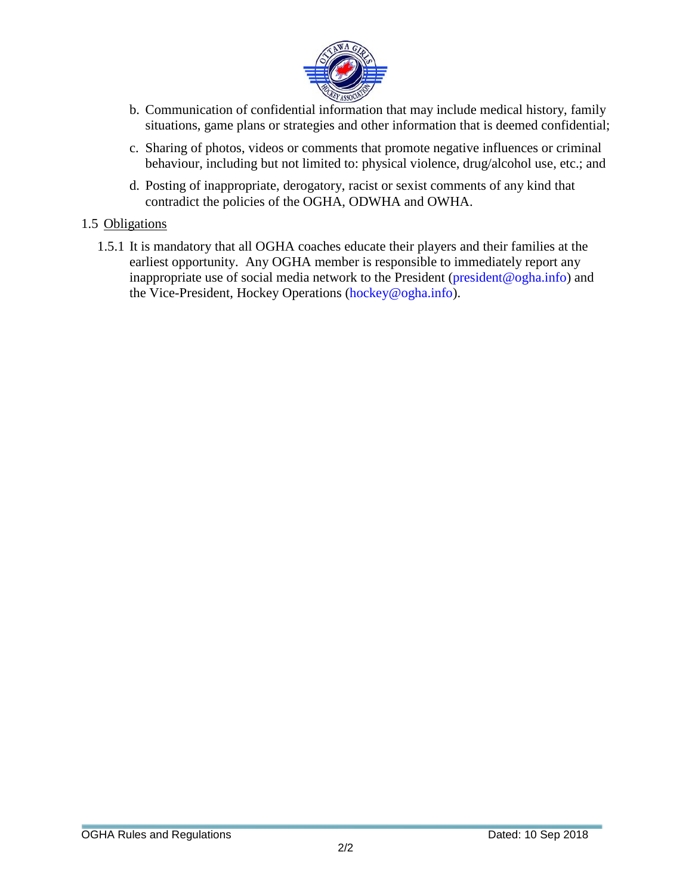b. Communication of confidential information that may include medical history, family situations, game plans or strategies and other information that is deemed confidential;

c. Sharing of photos, videos or comments that promote negative influences or criminal behaviour, including but not limited to: physical violence, drug/alcohol use, etc.; and

d. Posting of inappropriate, derogatory, racist or sexist comments of any kind that contradict the policies of the OGHA, ODWHA and OWHA.

1.5 Obligations

1.5.1 It is mandatory that all OGHA coaches educate their players and their families at the earliest opportunity. Any OGHA member is responsible to immediately report any inappropriate use of social media network to the President (president@ogha.info) and the Vice-President, Hockey Operations (hockey@ogha.info).